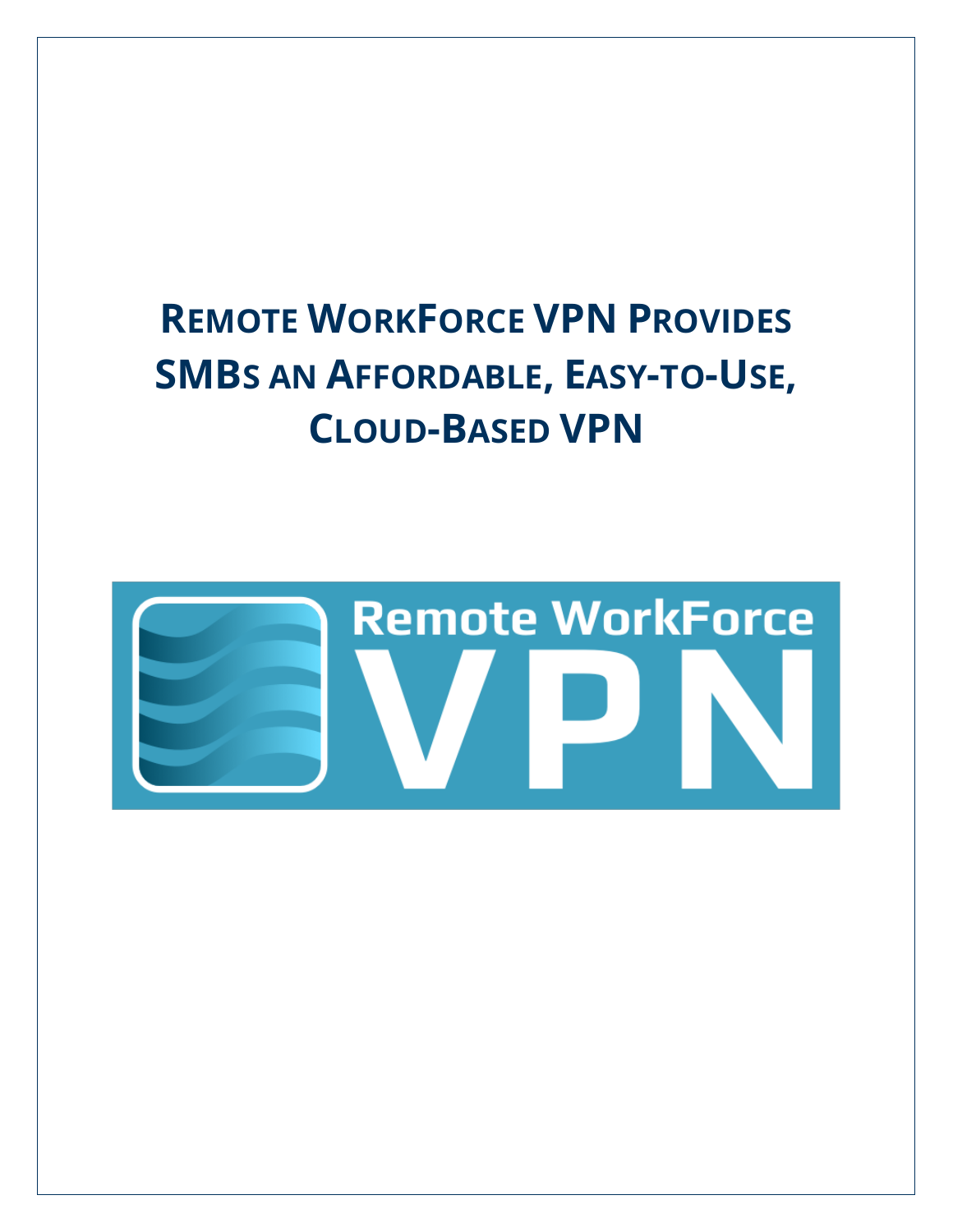# Remote WorkForce VPN Provides SMBs an Affordable, Easy-to-Use, Cloud-Based VPN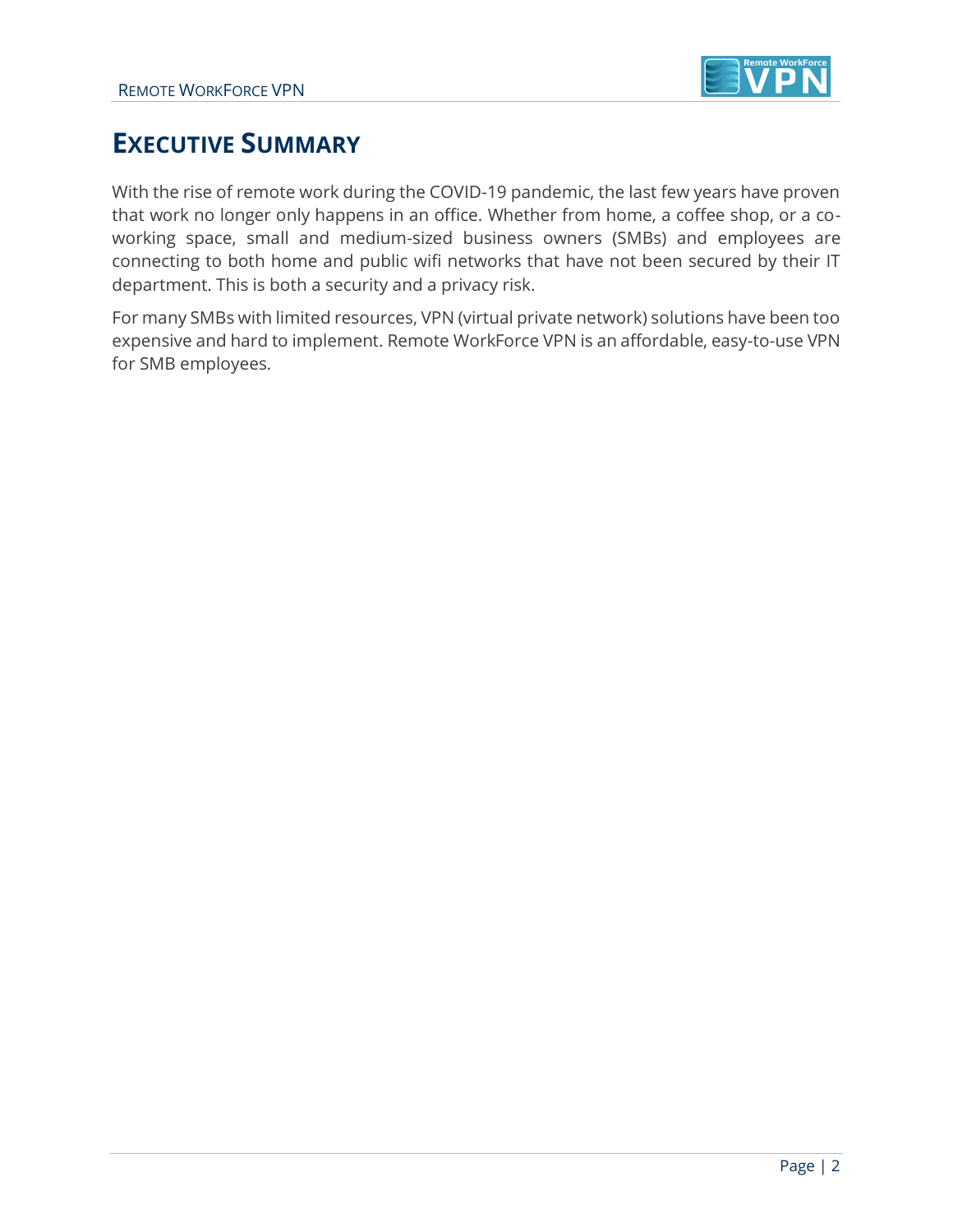# Executive Summary

With the rise of remote work during the COVID-19 pandemic, the last few years have proven that work no longer only happens in an office. Whether from home, a coffee shop, or a co-working space, small and medium-sized business owners (SMBs) and employees are connecting to both home and public wifi networks that have not been secured by their IT department. This is both a security and a privacy risk.

For many SMBs with limited resources, VPN (virtual private network) solutions have been too expensive and hard to implement. Remote WorkForce VPN is an affordable, easy-to-use VPN for SMB employees.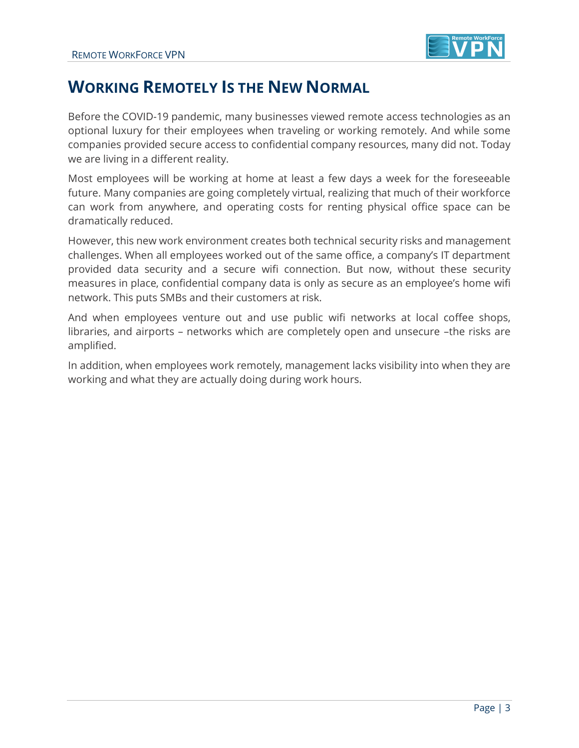# Working Remotely Is the New Normal

Before the COVID-19 pandemic, many businesses viewed remote access technologies as an optional luxury for their employees when traveling or working remotely. And while some companies provided secure access to confidential company resources, many did not. Today we are living in a different reality.

Most employees will be working at home at least a few days a week for the foreseeable future. Many companies are going completely virtual, realizing that much of their workforce can work from anywhere, and operating costs for renting physical office space can be dramatically reduced.

However, this new work environment creates both technical security risks and management challenges. When all employees worked out of the same office, a company's IT department provided data security and a secure wifi connection. But now, without these security measures in place, confidential company data is only as secure as an employee's home wifi network. This puts SMBs and their customers at risk.

And when employees venture out and use public wifi networks at local coffee shops, libraries, and airports – networks which are completely open and unsecure –the risks are amplified.

In addition, when employees work remotely, management lacks visibility into when they are working and what they are actually doing during work hours.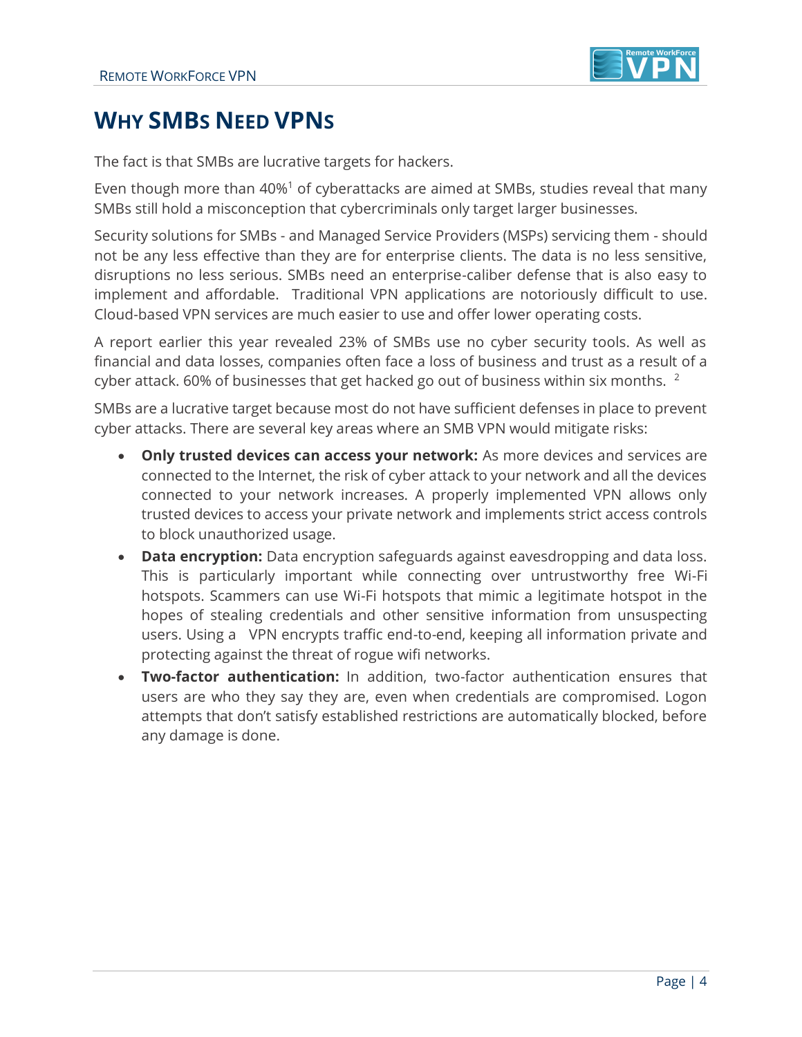# WHY SMBS NEED VPNS

The fact is that SMBs are lucrative targets for hackers.

Even though more than 40%[1] of cyberattacks are aimed at SMBs, studies reveal that many SMBs still hold a misconception that cybercriminals only target larger businesses.

Security solutions for SMBs - and Managed Service Providers (MSPs) servicing them - should not be any less effective than they are for enterprise clients. The data is no less sensitive, disruptions no less serious. SMBs need an enterprise-caliber defense that is also easy to implement and affordable. Traditional VPN applications are notoriously difficult to use. Cloud-based VPN services are much easier to use and offer lower operating costs.

A report earlier this year revealed 23% of SMBs use no cyber security tools. As well as financial and data losses, companies often face a loss of business and trust as a result of a cyber attack. 60% of businesses that get hacked go out of business within six months. [2]

SMBs are a lucrative target because most do not have sufficient defenses in place to prevent cyber attacks. There are several key areas where an SMB VPN would mitigate risks:

- **Only trusted devices can access your network:** As more devices and services are connected to the Internet, the risk of cyber attack to your network and all the devices connected to your network increases. A properly implemented VPN allows only trusted devices to access your private network and implements strict access controls to block unauthorized usage.
- **Data encryption:** Data encryption safeguards against eavesdropping and data loss. This is particularly important while connecting over untrustworthy free Wi-Fi hotspots. Scammers can use Wi-Fi hotspots that mimic a legitimate hotspot in the hopes of stealing credentials and other sensitive information from unsuspecting users. Using a VPN encrypts traffic end-to-end, keeping all information private and protecting against the threat of rogue wifi networks.
- **Two-factor authentication:** In addition, two-factor authentication ensures that users are who they say they are, even when credentials are compromised. Logon attempts that don't satisfy established restrictions are automatically blocked, before any damage is done.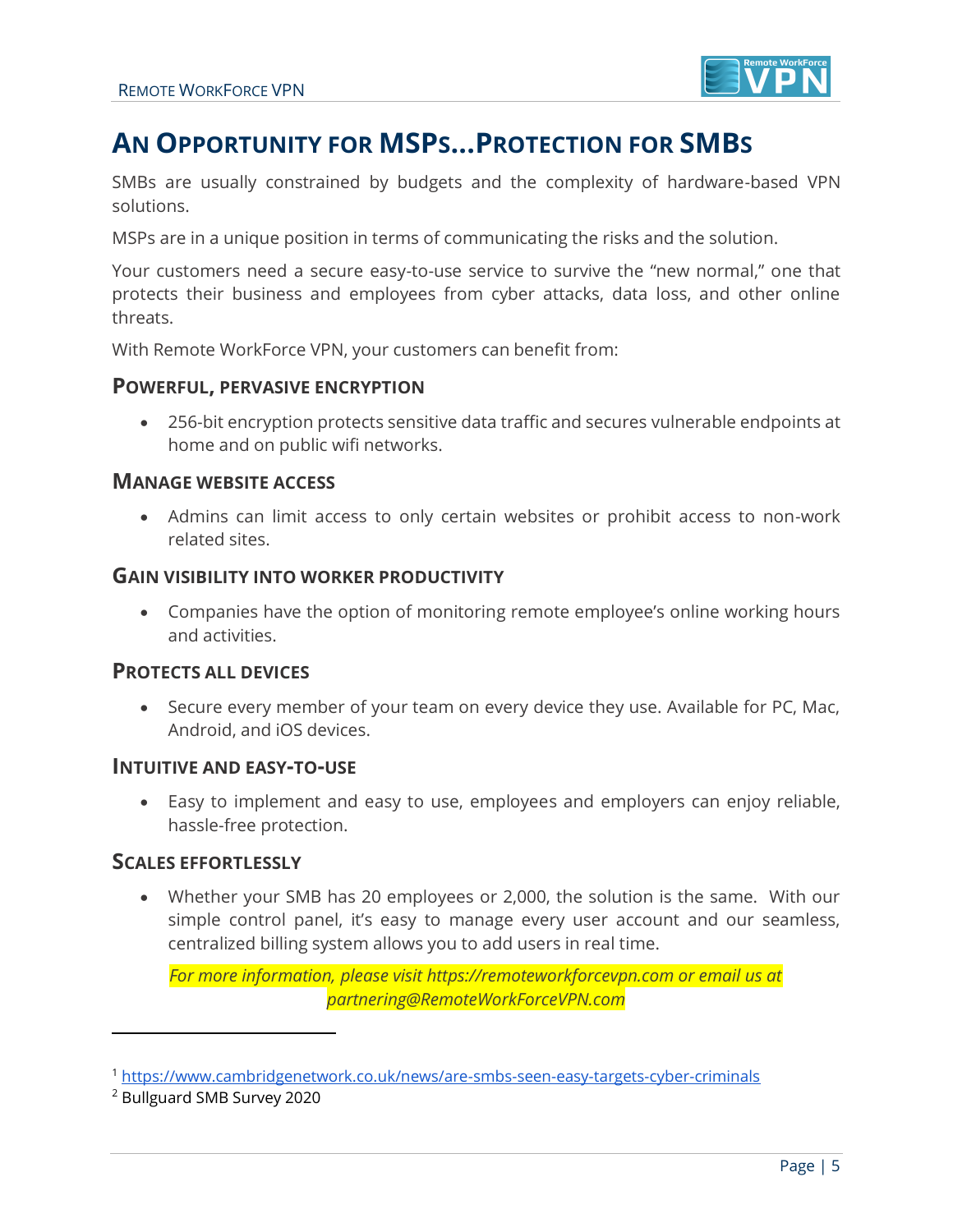# An Opportunity for MSPs...Protection for SMBs

SMBs are usually constrained by budgets and the complexity of hardware-based VPN solutions.

MSPs are in a unique position in terms of communicating the risks and the solution.

Your customers need a secure easy-to-use service to survive the "new normal," one that protects their business and employees from cyber attacks, data loss, and other online threats.

With Remote WorkForce VPN, your customers can benefit from:

### Powerful, pervasive encryption

- 256-bit encryption protects sensitive data traffic and secures vulnerable endpoints at home and on public wifi networks.

### Manage website access

- Admins can limit access to only certain websites or prohibit access to non-work related sites.

### Gain visibility into worker productivity

- Companies have the option of monitoring remote employee's online working hours and activities.

### Protects all devices

- Secure every member of your team on every device they use. Available for PC, Mac, Android, and iOS devices.

### Intuitive and easy-to-use

- Easy to implement and easy to use, employees and employers can enjoy reliable, hassle-free protection.

### Scales effortlessly

- Whether your SMB has 20 employees or 2,000, the solution is the same. With our simple control panel, it's easy to manage every user account and our seamless, centralized billing system allows you to add users in real time.

*For more information, please visit https://remoteworkforcevpn.com or email us at partnering@RemoteWorkForceVPN.com*

---

[1] https://www.cambridgenetwork.co.uk/news/are-smbs-seen-easy-targets-cyber-criminals

[2] Bullguard SMB Survey 2020